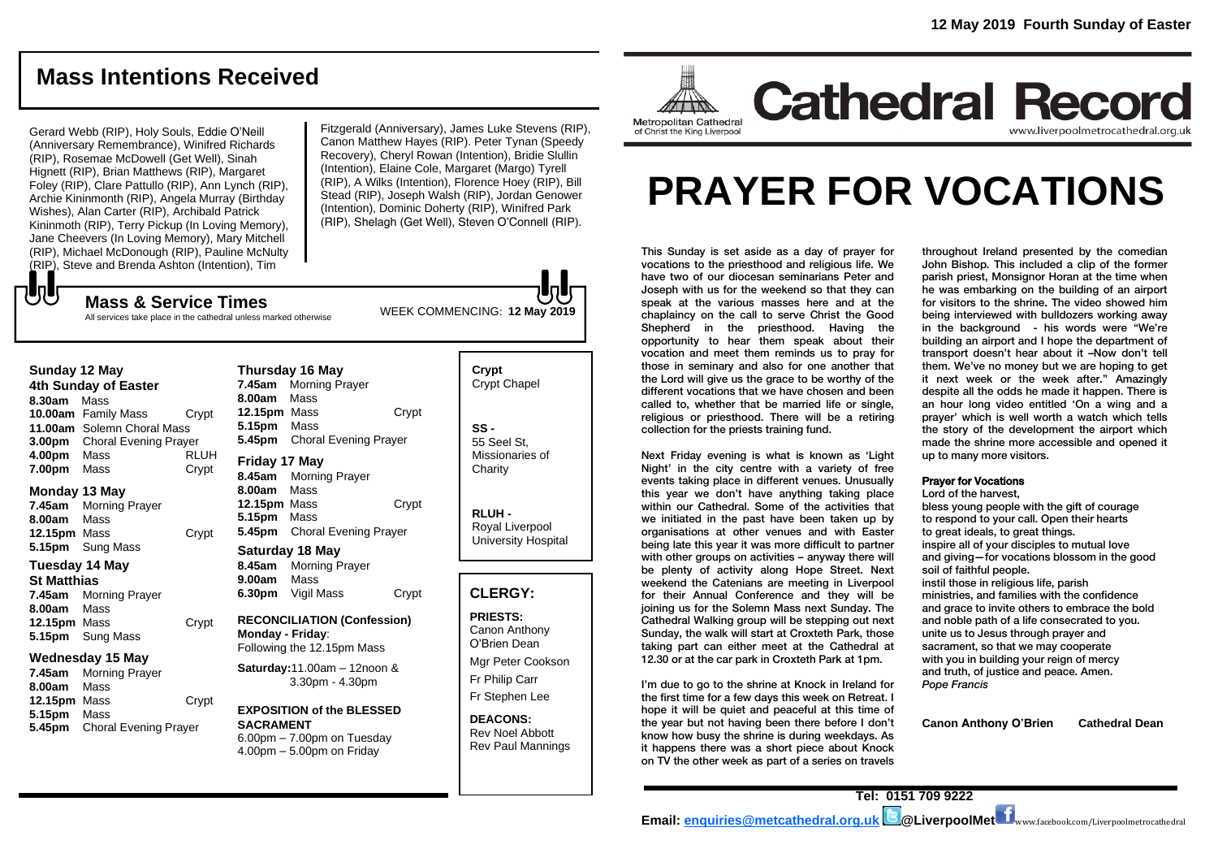12 May 2019 Fourth Sunday of Easter

# Mass Intentions Received

Gerard Webb (RIP), Holy Souls, Eddie O'Neill (Anniversary Remembrance), Winifred Richards (RIP), Rosemae McDowell (Get Well), Sinah Hignett (RIP), Brian Matthews (RIP), Margaret Foley (RIP), Clare Pattullo (RIP), Ann Lynch (RIP), Archie Kininmonth (RIP), Angela Murray (Birthday Wishes), Alan Carter (RIP), Archibald Patrick Kininmoth (RIP), Terry Pickup (In Loving Memory), Jane Cheevers (In Loving Memory), Mary Mitchell (RIP), Michael McDonough (RIP), Pauline McNulty (RIP), Steve and Brenda Ashton (Intention), Tim Fitzgerald (Anniversary), James Luke Stevens (RIP), Canon Matthew Hayes (RIP). Peter Tynan (Speedy Recovery), Cheryl Rowan (Intention), Bridie Slullin (Intention), Elaine Cole, Margaret (Margo) Tyrell (RIP), A Wilks (Intention), Florence Hoey (RIP), Bill Stead (RIP), Joseph Walsh (RIP), Jordan Genower (Intention), Dominic Doherty (RIP), Winifred Park (RIP), Shelagh (Get Well), Steven O'Connell (RIP).

## Mass & Service Times

All services take place in the cathedral unless marked otherwise

WEEK COMMENCING: **12 May 2019**

### Sunday 12 May
**4th Sunday of Easter**

**8.30am** Mass
**10.00am** Family Mass — Crypt
**11.00am** Solemn Choral Mass
**3.00pm** Choral Evening Prayer
**4.00pm** Mass — RLUH
**7.00pm** Mass — Crypt

### Monday 13 May

**7.45am** Morning Prayer
**8.00am** Mass
**12.15pm** Mass — Crypt
**5.15pm** Sung Mass

### Tuesday 14 May
**St Matthias**

**7.45am** Morning Prayer
**8.00am** Mass
**12.15pm** Mass — Crypt
**5.15pm** Sung Mass

### Wednesday 15 May

**7.45am** Morning Prayer
**8.00am** Mass
**12.15pm** Mass — Crypt
**5.15pm** Mass
**5.45pm** Choral Evening Prayer

### Thursday 16 May

**7.45am** Morning Prayer
**8.00am** Mass
**12.15pm** Mass — Crypt
**5.15pm** Mass
**5.45pm** Choral Evening Prayer

### Friday 17 May

**8.45am** Morning Prayer
**8.00am** Mass
**12.15pm** Mass — Crypt
**5.15pm** Mass
**5.45pm** Choral Evening Prayer

### Saturday 18 May

**8.45am** Morning Prayer
**9.00am** Mass
**6.30pm** Vigil Mass — Crypt

**RECONCILIATION (Confession)**
**Monday - Friday**: Following the 12.15pm Mass

**Saturday:** 11.00am – 12noon & 3.30pm - 4.30pm

**EXPOSITION of the BLESSED SACRAMENT**
6.00pm – 7.00pm on Tuesday
4.00pm – 5.00pm on Friday

**Crypt**
Crypt Chapel

**SS -**
55 Seel St, Missionaries of Charity

**RLUH -**
Royal Liverpool University Hospital

## CLERGY:

**PRIESTS:**
Canon Anthony O'Brien Dean
Mgr Peter Cookson
Fr Philip Carr
Fr Stephen Lee

**DEACONS:**
Rev Noel Abbott
Rev Paul Mannings

Metropolitan Cathedral of Christ the King Liverpool

# Cathedral Record

www.liverpoolmetrocathedral.org.uk

# PRAYER FOR VOCATIONS

This Sunday is set aside as a day of prayer for vocations to the priesthood and religious life. We have two of our diocesan seminarians Peter and Joseph with us for the weekend so that they can speak at the various masses here and at the chaplaincy on the call to serve Christ the Good Shepherd in the priesthood. Having the opportunity to hear them speak about their vocation and meet them reminds us to pray for those in seminary and also for one another that the Lord will give us the grace to be worthy of the different vocations that we have chosen and been called to, whether that be married life or single, religious or priesthood. There will be a retiring collection for the priests training fund.

Next Friday evening is what is known as 'Light Night' in the city centre with a variety of free events taking place in different venues. Unusually this year we don't have anything taking place within our Cathedral. Some of the activities that we initiated in the past have been taken up by organisations at other venues and with Easter being late this year it was more difficult to partner with other groups on activities – anyway there will be plenty of activity along Hope Street. Next weekend the Catenians are meeting in Liverpool for their Annual Conference and they will be joining us for the Solemn Mass next Sunday. The Cathedral Walking group will be stepping out next Sunday, the walk will start at Croxteth Park, those taking part can either meet at the Cathedral at 12.30 or at the car park in Croxteth Park at 1pm.

I'm due to go to the shrine at Knock in Ireland for the first time for a few days this week on Retreat. I hope it will be quiet and peaceful at this time of the year but not having been there before I don't know how busy the shrine is during weekdays. As it happens there was a short piece about Knock on TV the other week as part of a series on travels throughout Ireland presented by the comedian John Bishop. This included a clip of the former parish priest, Monsignor Horan at the time when he was embarking on the building of an airport for visitors to the shrine. The video showed him being interviewed with bulldozers working away in the background - his words were "We're building an airport and I hope the department of transport doesn't hear about it –Now don't tell them. We've no money but we are hoping to get it next week or the week after." Amazingly despite all the odds he made it happen. There is an hour long video entitled 'On a wing and a prayer' which is well worth a watch which tells the story of the development the airport which made the shrine more accessible and opened it up to many more visitors.

**Prayer for Vocations**

Lord of the harvest,
bless young people with the gift of courage
to respond to your call. Open their hearts
to great ideals, to great things.
inspire all of your disciples to mutual love
and giving—for vocations blossom in the good
soil of faithful people.
instil those in religious life, parish
ministries, and families with the confidence
and grace to invite others to embrace the bold
and noble path of a life consecrated to you.
unite us to Jesus through prayer and
sacrament, so that we may cooperate
with you in building your reign of mercy
and truth, of justice and peace. Amen.
*Pope Francis*

**Canon Anthony O'Brien Cathedral Dean**

**Tel: 0151 709 9222**

**Email: enquiries@metcathedral.org.uk @LiverpoolMet** www.facebook.com/Liverpoolmetrocathedral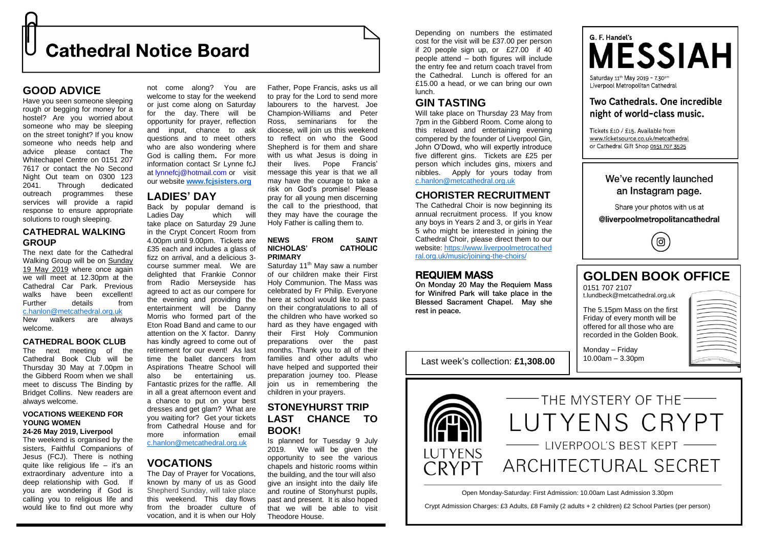# Cathedral Notice Board

## GOOD ADVICE

Have you seen someone sleeping rough or begging for money for a hostel? Are you worried about someone who may be sleeping on the street tonight? If you know someone who needs help and advice please contact The Whitechapel Centre on 0151 207 7617 or contact the No Second Night Out team on 0300 123 2041. Through dedicated outreach programmes these services will provide a rapid response to ensure appropriate solutions to rough sleeping.

### CATHEDRAL WALKING GROUP

The next date for the Cathedral Walking Group will be on Sunday 19 May 2019 where once again we will meet at 12.30pm at the Cathedral Car Park. Previous walks have been excellent! Further details from c.hanlon@metcathedral.org.uk New walkers are always welcome.

### CATHEDRAL BOOK CLUB

The next meeting of the Cathedral Book Club will be Thursday 30 May at 7.00pm in the Gibberd Room when we shall meet to discuss The Binding by Bridget Collins. New readers are always welcome.

### VOCATIONS WEEKEND FOR YOUNG WOMEN

**24-26 May 2019, Liverpool**

The weekend is organised by the sisters, Faithful Companions of Jesus (FCJ). There is nothing quite like religious life – it's an extraordinary adventure into a deep relationship with God. If you are wondering if God is calling you to religious life and would like to find out more why not come along? You are welcome to stay for the weekend or just come along on Saturday for the day. There will be opportunity for prayer, reflection and input, chance to ask questions and to meet others who are also wondering where God is calling them**.** For more information contact Sr Lynne fcJ at lynnefcj@hotmail.com or visit our website **www.fcjsisters.org**

## LADIES' DAY

Back by popular demand is Ladies Day which will take place on Saturday 29 June in the Crypt Concert Room from 4.00pm until 9.00pm. Tickets are £35 each and includes a glass of fizz on arrival, and a delicious 3-course summer meal. We are delighted that Frankie Connor from Radio Merseyside has agreed to act as our compere for the evening and providing the entertainment will be Danny Morris who formed part of the Eton Road Band and came to our attention on the X factor. Danny has kindly agreed to come out of retirement for our event! As last time the ballet dancers from Aspirations Theatre School will also be entertaining us. Fantastic prizes for the raffle. All in all a great afternoon event and a chance to put on your best dresses and get glam? What are you waiting for? Get your tickets from Cathedral House and for more information email c.hanlon@metcathedral.org.uk

## VOCATIONS

The Day of Prayer for Vocations, known by many of us as Good Shepherd Sunday, will take place this weekend. This day flows from the broader culture of vocation, and it is when our Holy Father, Pope Francis, asks us all to pray for the Lord to send more labourers to the harvest. Joe Champion-Williams and Peter Ross, seminarians for the diocese, will join us this weekend to reflect on who the Good Shepherd is for them and share with us what Jesus is doing in their lives. Pope Francis' message this year is that we all may have the courage to take a risk on God's promise! Please pray for all young men discerning the call to the priesthood, that they may have the courage the Holy Father is calling them to.

### NEWS FROM SAINT NICHOLAS' CATHOLIC PRIMARY

Saturday 11th May saw a number of our children make their First Holy Communion. The Mass was celebrated by Fr Philip. Everyone here at school would like to pass on their congratulations to all of the children who have worked so hard as they have engaged with their First Holy Communion preparations over the past months. Thank you to all of their families and other adults who have helped and supported their preparation journey too. Please join us in remembering the children in your prayers.

## STONEYHURST TRIP LAST CHANCE TO BOOK!

Is planned for Tuesday 9 July 2019. We will be given the opportunity to see the various chapels and historic rooms within the building, and the tour will also give an insight into the daily life and routine of Stonyhurst pupils, past and present. It is also hoped that we will be able to visit Theodore House.

Depending on numbers the estimated cost for the visit will be £37.00 per person if 20 people sign up, or £27.00 if 40 people attend – both figures will include the entry fee and return coach travel from the Cathedral. Lunch is offered for an £15.00 a head, or we can bring our own lunch.

## GIN TASTING

Will take place on Thursday 23 May from 7pm in the Gibberd Room. Come along to this relaxed and entertaining evening compered by the founder of Liverpool Gin, John O'Dowd, who will expertly introduce five different gins. Tickets are £25 per person which includes gins, mixers and nibbles. Apply for yours today from c.hanlon@metcathedral.org.uk

### CHORISTER RECRUITMENT

The Cathedral Choir is now beginning its annual recruitment process. If you know any boys in Years 2 and 3, or girls in Year 5 who might be interested in joining the Cathedral Choir, please direct them to our website: https://www.liverpoolmetrocathedral.org.uk/music/joining-the-choirs/

### REQUIEM MASS

**On Monday 20 May the Requiem Mass for Winifred Park will take place in the Blessed Sacrament Chapel. May she rest in peace.**

Last week's collection: **£1,308.00**

G. F. Handel's

# MESSIAH

Saturday 11th May 2019 – 7.30pm
Liverpool Metropolitan Cathedral

Two Cathedrals. One incredible night of world-class music.

Tickets £10 / £15. Available from www.ticketsource.co.uk/metcathedral or Cathedral Gift Shop 0151 707 3525

We've recently launched an Instagram page.

Share your photos with us at **@liverpoolmetropolitancathedral**

## GOLDEN BOOK OFFICE

0151 707 2107
t.lundbeck@metcathedral.org.uk

The 5.15pm Mass on the first Friday of every month will be offered for all those who are recorded in the Golden Book.

Monday – Friday
10.00am – 3.30pm

LUTYENS CRYPT

THE MYSTERY OF THE LUTYENS CRYPT

LIVERPOOL'S BEST KEPT ARCHITECTURAL SECRET

Open Monday-Saturday: First Admission: 10.00am Last Admission 3.30pm

Crypt Admission Charges: £3 Adults, £8 Family (2 adults + 2 children) £2 School Parties (per person)